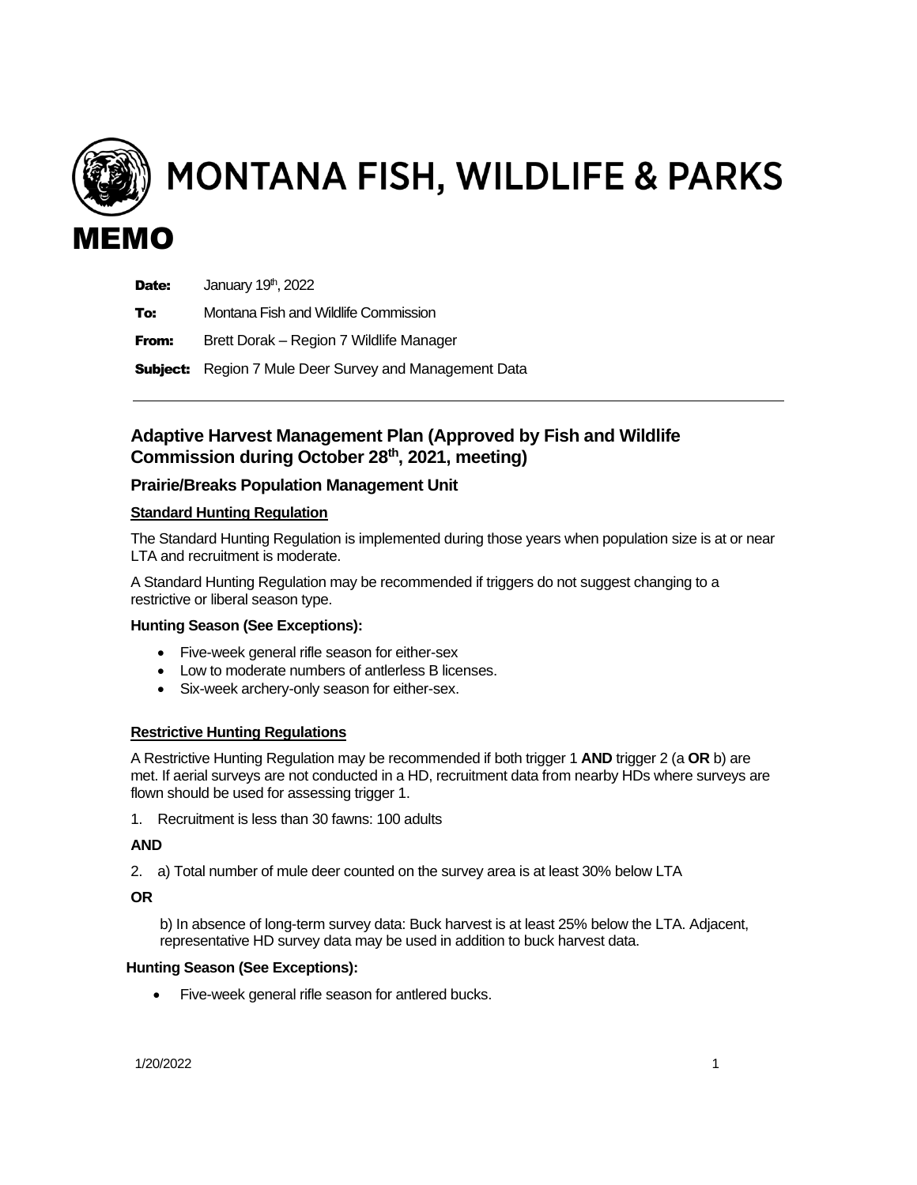# MONTANA FISH, WILDLIFE & PARKS

# MEMO

**Date:** January 19th, 2022

**To:** Montana Fish and Wildlife Commission

**From:** Brett Dorak – Region 7 Wildlife Manager

**Subject:** Region 7 Mule Deer Survey and Management Data

---

## Adaptive Harvest Management Plan (Approved by Fish and Wildlife Commission during October 28th, 2021, meeting)

### Prairie/Breaks Population Management Unit

**Standard Hunting Regulation**

The Standard Hunting Regulation is implemented during those years when population size is at or near LTA and recruitment is moderate.

A Standard Hunting Regulation may be recommended if triggers do not suggest changing to a restrictive or liberal season type.

**Hunting Season (See Exceptions):**

- Five-week general rifle season for either-sex
- Low to moderate numbers of antlerless B licenses.
- Six-week archery-only season for either-sex.

**Restrictive Hunting Regulations**

A Restrictive Hunting Regulation may be recommended if both trigger 1 **AND** trigger 2 (a **OR** b) are met. If aerial surveys are not conducted in a HD, recruitment data from nearby HDs where surveys are flown should be used for assessing trigger 1.

1. Recruitment is less than 30 fawns: 100 adults

**AND**

2. a) Total number of mule deer counted on the survey area is at least 30% below LTA

**OR**

b) In absence of long-term survey data: Buck harvest is at least 25% below the LTA. Adjacent, representative HD survey data may be used in addition to buck harvest data.

**Hunting Season (See Exceptions):**

- Five-week general rifle season for antlered bucks.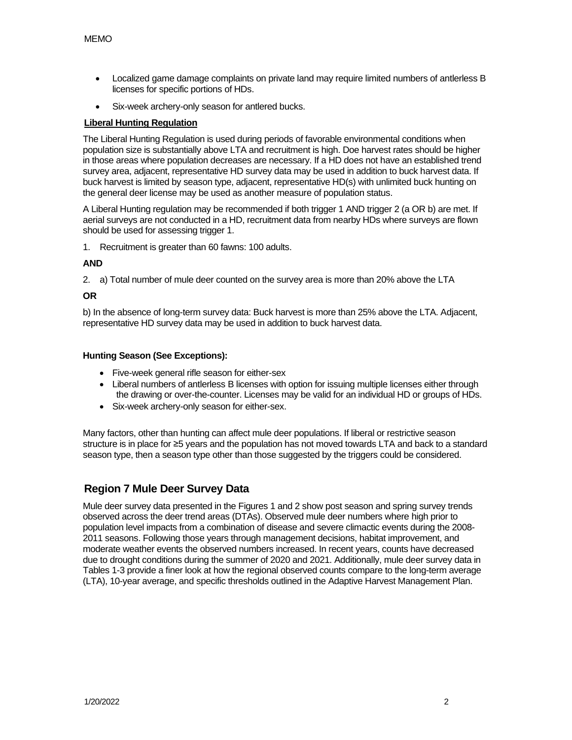- Localized game damage complaints on private land may require limited numbers of antlerless B licenses for specific portions of HDs.
- Six-week archery-only season for antlered bucks.

**Liberal Hunting Regulation**

The Liberal Hunting Regulation is used during periods of favorable environmental conditions when population size is substantially above LTA and recruitment is high. Doe harvest rates should be higher in those areas where population decreases are necessary. If a HD does not have an established trend survey area, adjacent, representative HD survey data may be used in addition to buck harvest data. If buck harvest is limited by season type, adjacent, representative HD(s) with unlimited buck hunting on the general deer license may be used as another measure of population status.

A Liberal Hunting regulation may be recommended if both trigger 1 AND trigger 2 (a OR b) are met. If aerial surveys are not conducted in a HD, recruitment data from nearby HDs where surveys are flown should be used for assessing trigger 1.

1. Recruitment is greater than 60 fawns: 100 adults.

**AND**

2. a) Total number of mule deer counted on the survey area is more than 20% above the LTA

**OR**

b) In the absence of long-term survey data: Buck harvest is more than 25% above the LTA. Adjacent, representative HD survey data may be used in addition to buck harvest data.

**Hunting Season (See Exceptions):**

- Five-week general rifle season for either-sex
- Liberal numbers of antlerless B licenses with option for issuing multiple licenses either through the drawing or over-the-counter. Licenses may be valid for an individual HD or groups of HDs.
- Six-week archery-only season for either-sex.

Many factors, other than hunting can affect mule deer populations. If liberal or restrictive season structure is in place for ≥5 years and the population has not moved towards LTA and back to a standard season type, then a season type other than those suggested by the triggers could be considered.

## Region 7 Mule Deer Survey Data

Mule deer survey data presented in the Figures 1 and 2 show post season and spring survey trends observed across the deer trend areas (DTAs). Observed mule deer numbers where high prior to population level impacts from a combination of disease and severe climactic events during the 2008-2011 seasons. Following those years through management decisions, habitat improvement, and moderate weather events the observed numbers increased. In recent years, counts have decreased due to drought conditions during the summer of 2020 and 2021. Additionally, mule deer survey data in Tables 1-3 provide a finer look at how the regional observed counts compare to the long-term average (LTA), 10-year average, and specific thresholds outlined in the Adaptive Harvest Management Plan.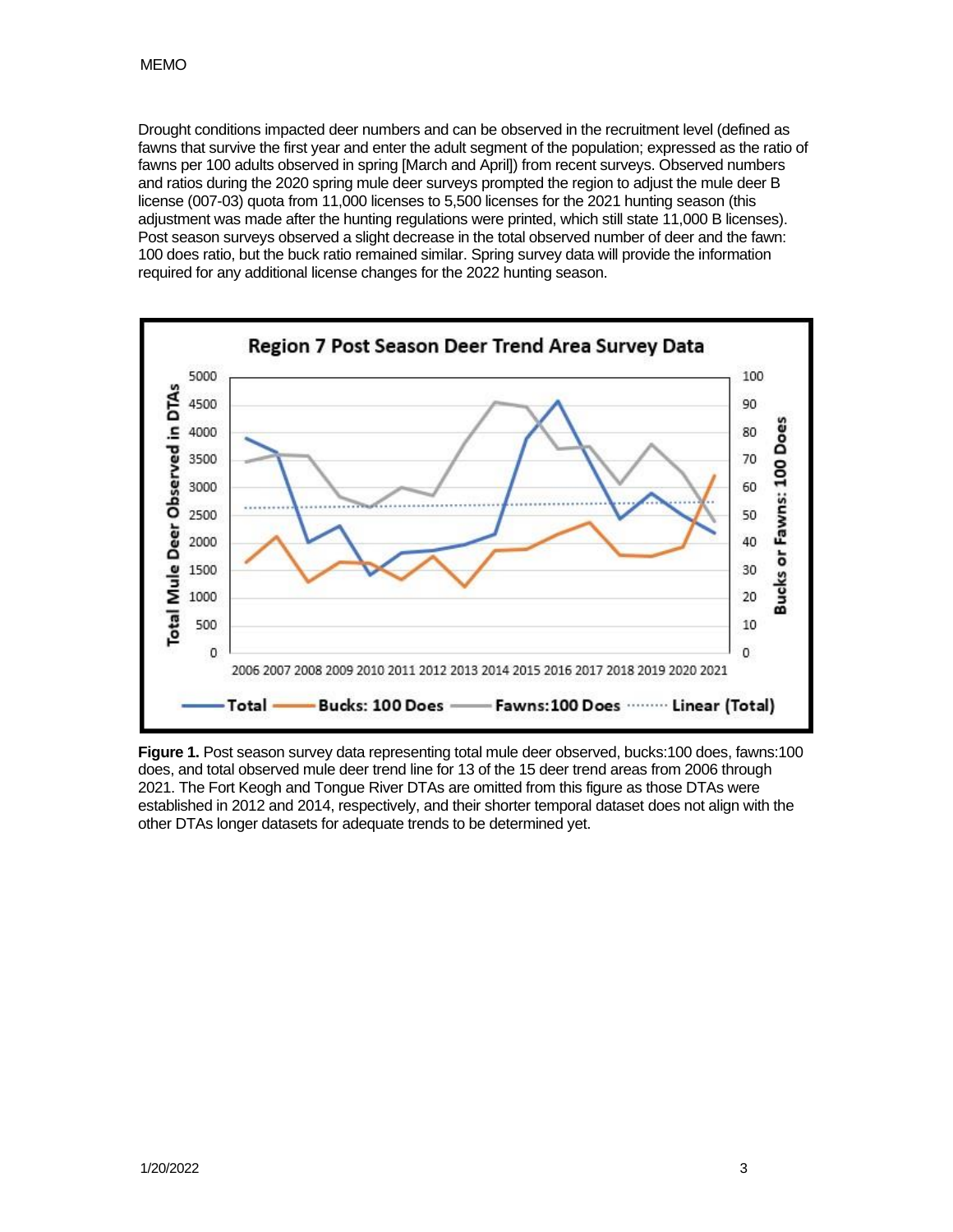Drought conditions impacted deer numbers and can be observed in the recruitment level (defined as fawns that survive the first year and enter the adult segment of the population; expressed as the ratio of fawns per 100 adults observed in spring [March and April]) from recent surveys. Observed numbers and ratios during the 2020 spring mule deer surveys prompted the region to adjust the mule deer B license (007-03) quota from 11,000 licenses to 5,500 licenses for the 2021 hunting season (this adjustment was made after the hunting regulations were printed, which still state 11,000 B licenses). Post season surveys observed a slight decrease in the total observed number of deer and the fawn: 100 does ratio, but the buck ratio remained similar. Spring survey data will provide the information required for any additional license changes for the 2022 hunting season.

**Figure 1.** Post season survey data representing total mule deer observed, bucks:100 does, fawns:100 does, and total observed mule deer trend line for 13 of the 15 deer trend areas from 2006 through 2021. The Fort Keogh and Tongue River DTAs are omitted from this figure as those DTAs were established in 2012 and 2014, respectively, and their shorter temporal dataset does not align with the other DTAs longer datasets for adequate trends to be determined yet.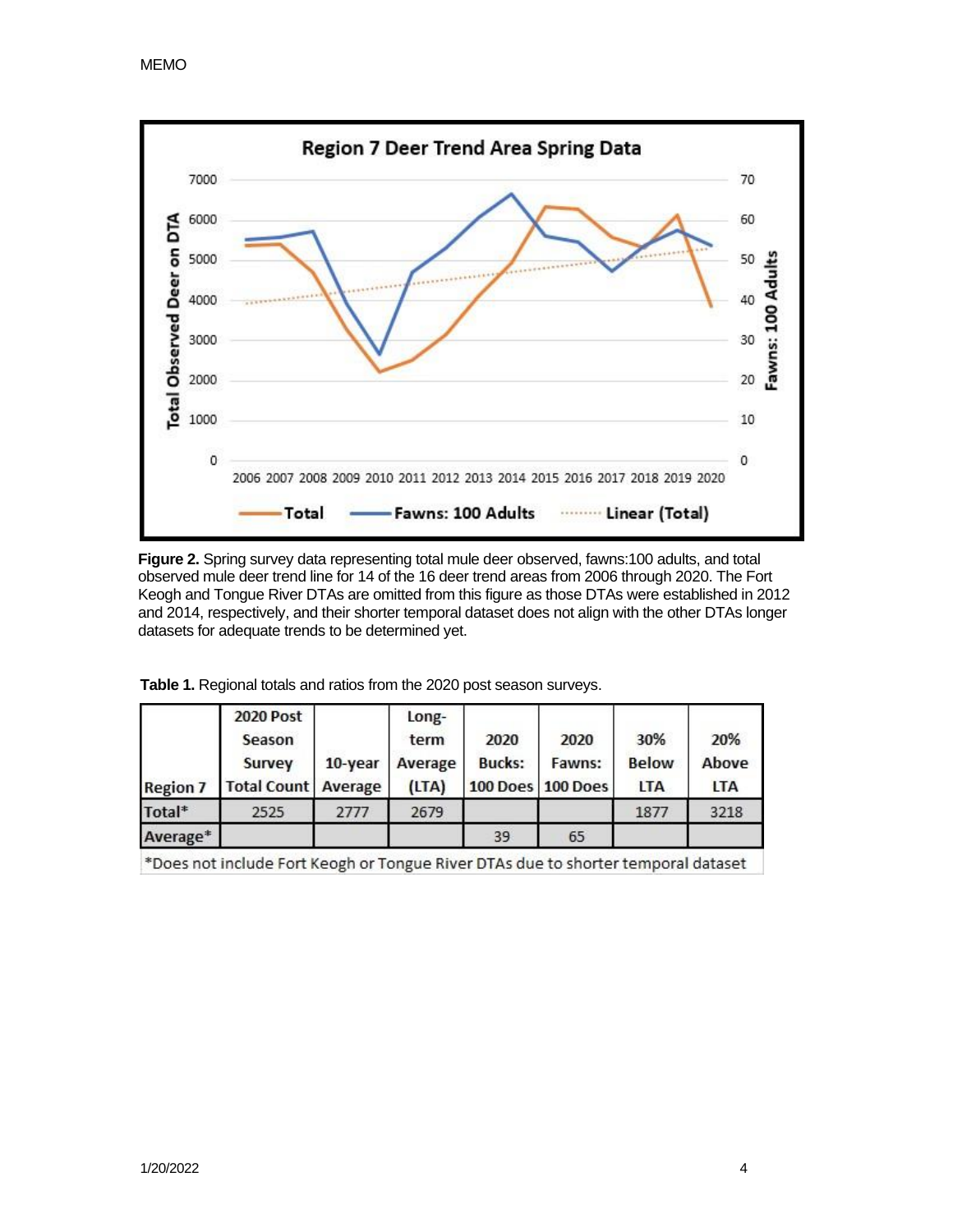**Figure 2.** Spring survey data representing total mule deer observed, fawns:100 adults, and total observed mule deer trend line for 14 of the 16 deer trend areas from 2006 through 2020. The Fort Keogh and Tongue River DTAs are omitted from this figure as those DTAs were established in 2012 and 2014, respectively, and their shorter temporal dataset does not align with the other DTAs longer datasets for adequate trends to be determined yet.

**Table 1.** Regional totals and ratios from the 2020 post season surveys.

| Region 7 | 2020 Post Season Survey Total Count | 10-year Average | Long-term Average (LTA) | 2020 Bucks: 100 Does | 2020 Fawns: 100 Does | 30% Below LTA | 20% Above LTA |
|---|---|---|---|---|---|---|---|
| Total* | 2525 | 2777 | 2679 | | | 1877 | 3218 |
| Average* | | | | 39 | 65 | | |

*Does not include Fort Keogh or Tongue River DTAs due to shorter temporal dataset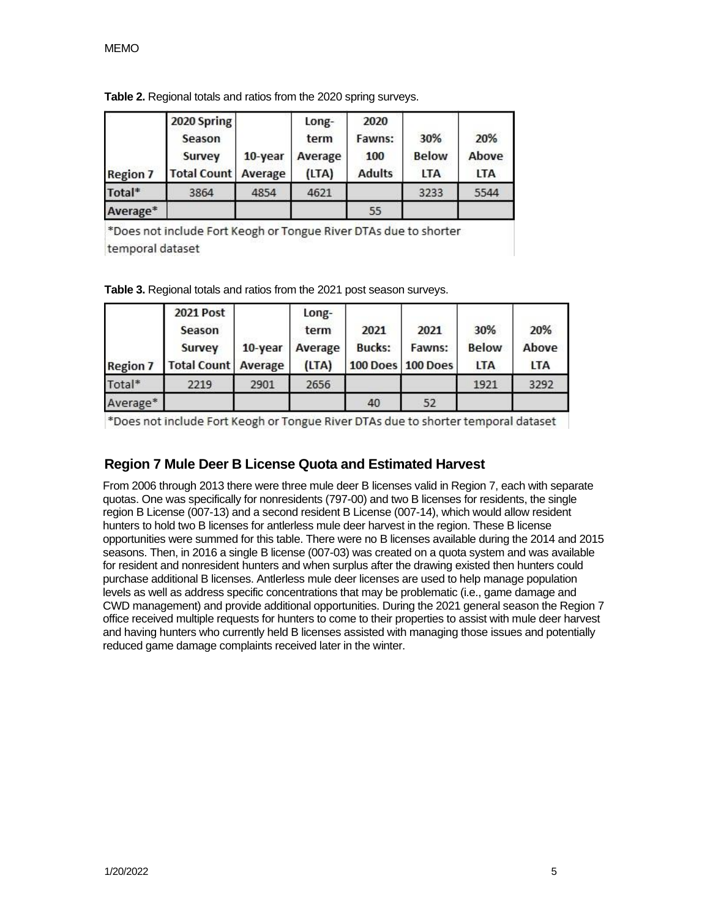**Table 2.** Regional totals and ratios from the 2020 spring surveys.

| Region 7 | 2020 Spring Season Survey Total Count | 10-year Average | Long-term Average (LTA) | 2020 Fawns: 100 Adults | 30% Below LTA | 20% Above LTA |
|---|---|---|---|---|---|---|
| Total* | 3864 | 4854 | 4621 | | 3233 | 5544 |
| Average* | | | | 55 | | |

*Does not include Fort Keogh or Tongue River DTAs due to shorter temporal dataset

**Table 3.** Regional totals and ratios from the 2021 post season surveys.

| Region 7 | 2021 Post Season Survey Total Count | 10-year Average | Long-term Average (LTA) | 2021 Bucks: 100 Does | 2021 Fawns: 100 Does | 30% Below LTA | 20% Above LTA |
|---|---|---|---|---|---|---|---|
| Total* | 2219 | 2901 | 2656 | | | 1921 | 3292 |
| Average* | | | | 40 | 52 | | |

*Does not include Fort Keogh or Tongue River DTAs due to shorter temporal dataset

## Region 7 Mule Deer B License Quota and Estimated Harvest

From 2006 through 2013 there were three mule deer B licenses valid in Region 7, each with separate quotas. One was specifically for nonresidents (797-00) and two B licenses for residents, the single region B License (007-13) and a second resident B License (007-14), which would allow resident hunters to hold two B licenses for antlerless mule deer harvest in the region. These B license opportunities were summed for this table. There were no B licenses available during the 2014 and 2015 seasons. Then, in 2016 a single B license (007-03) was created on a quota system and was available for resident and nonresident hunters and when surplus after the drawing existed then hunters could purchase additional B licenses. Antlerless mule deer licenses are used to help manage population levels as well as address specific concentrations that may be problematic (i.e., game damage and CWD management) and provide additional opportunities. During the 2021 general season the Region 7 office received multiple requests for hunters to come to their properties to assist with mule deer harvest and having hunters who currently held B licenses assisted with managing those issues and potentially reduced game damage complaints received later in the winter.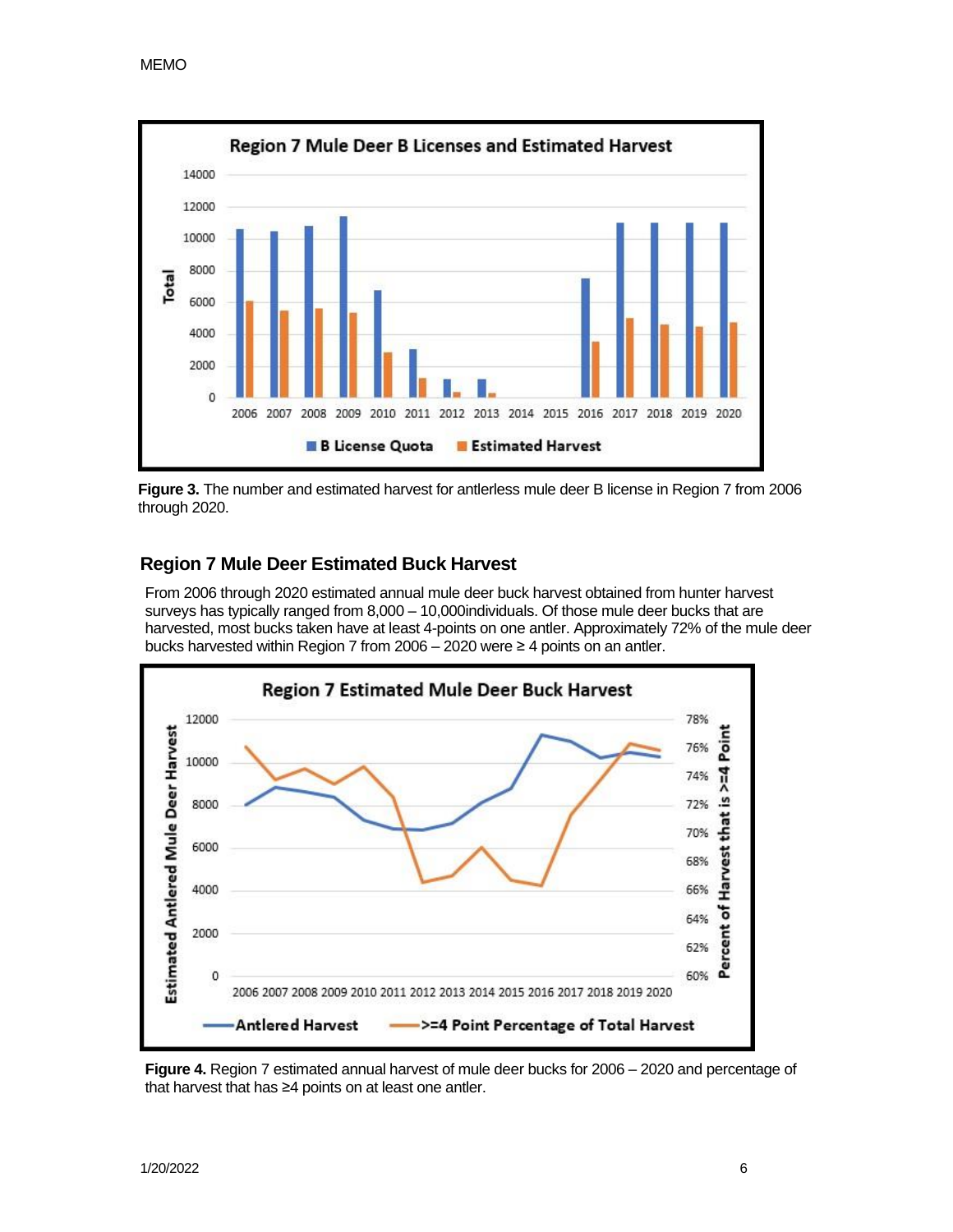**Figure 3.** The number and estimated harvest for antlerless mule deer B license in Region 7 from 2006 through 2020.

## Region 7 Mule Deer Estimated Buck Harvest

From 2006 through 2020 estimated annual mule deer buck harvest obtained from hunter harvest surveys has typically ranged from 8,000 – 10,000individuals. Of those mule deer bucks that are harvested, most bucks taken have at least 4-points on one antler. Approximately 72% of the mule deer bucks harvested within Region 7 from 2006 – 2020 were ≥ 4 points on an antler.

**Figure 4.** Region 7 estimated annual harvest of mule deer bucks for 2006 – 2020 and percentage of that harvest that has ≥4 points on at least one antler.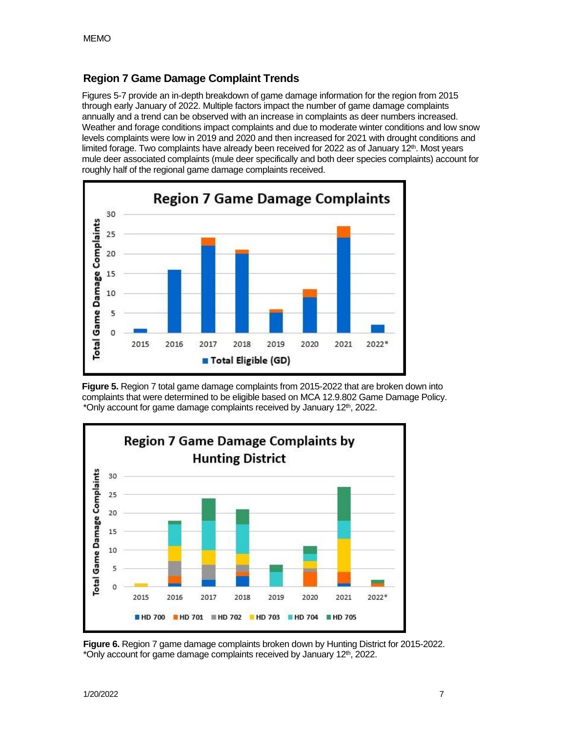## Region 7 Game Damage Complaint Trends

Figures 5-7 provide an in-depth breakdown of game damage information for the region from 2015 through early January of 2022. Multiple factors impact the number of game damage complaints annually and a trend can be observed with an increase in complaints as deer numbers increased. Weather and forage conditions impact complaints and due to moderate winter conditions and low snow levels complaints were low in 2019 and 2020 and then increased for 2021 with drought conditions and limited forage. Two complaints have already been received for 2022 as of January 12th. Most years mule deer associated complaints (mule deer specifically and both deer species complaints) account for roughly half of the regional game damage complaints received.

**Figure 5.** Region 7 total game damage complaints from 2015-2022 that are broken down into complaints that were determined to be eligible based on MCA 12.9.802 Game Damage Policy. *Only account for game damage complaints received by January 12th, 2022.

**Figure 6.** Region 7 game damage complaints broken down by Hunting District for 2015-2022. *Only account for game damage complaints received by January 12th, 2022.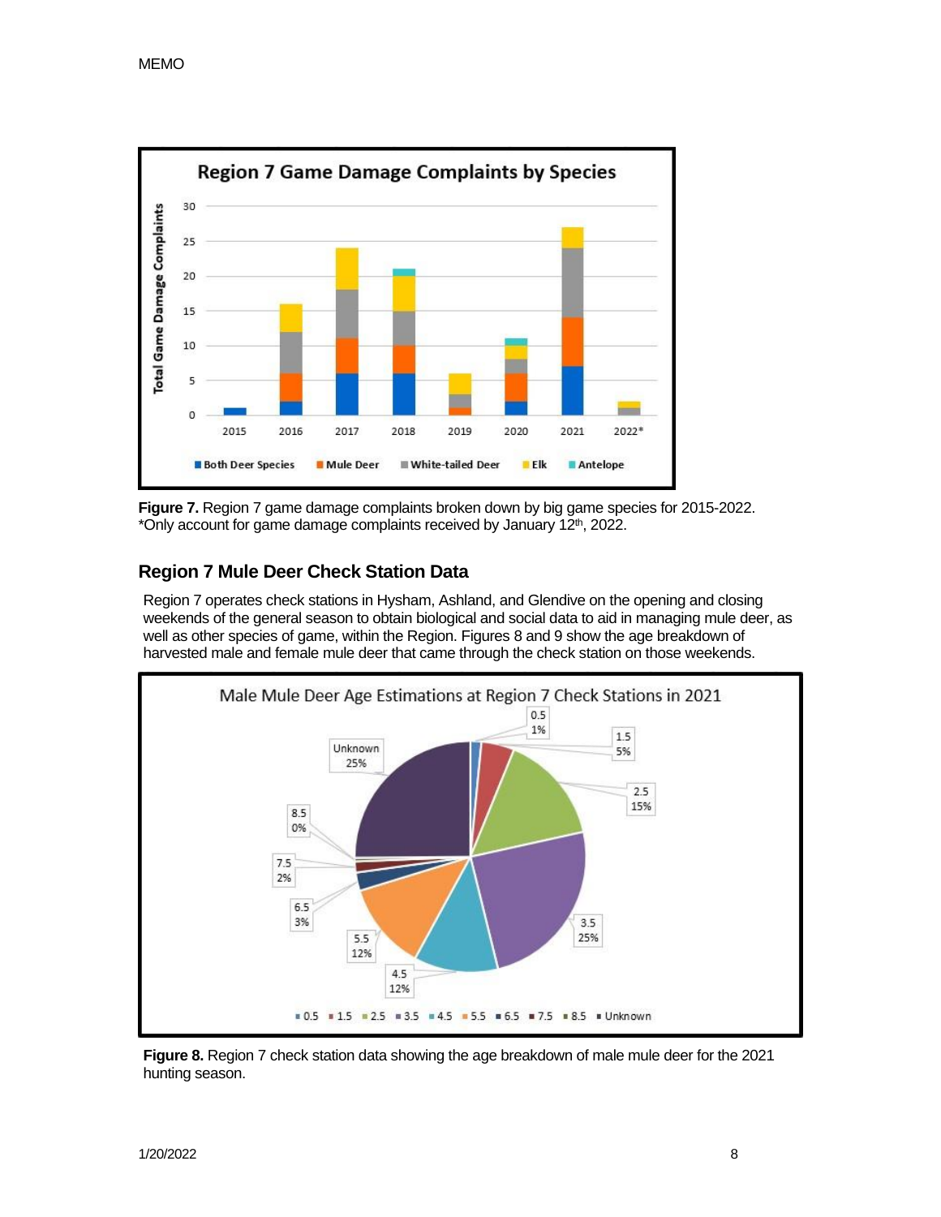Figure 7. Region 7 game damage complaints broken down by big game species for 2015-2022. *Only account for game damage complaints received by January 12th, 2022.

## Region 7 Mule Deer Check Station Data

Region 7 operates check stations in Hysham, Ashland, and Glendive on the opening and closing weekends of the general season to obtain biological and social data to aid in managing mule deer, as well as other species of game, within the Region. Figures 8 and 9 show the age breakdown of harvested male and female mule deer that came through the check station on those weekends.

**Figure 8.** Region 7 check station data showing the age breakdown of male mule deer for the 2021 hunting season.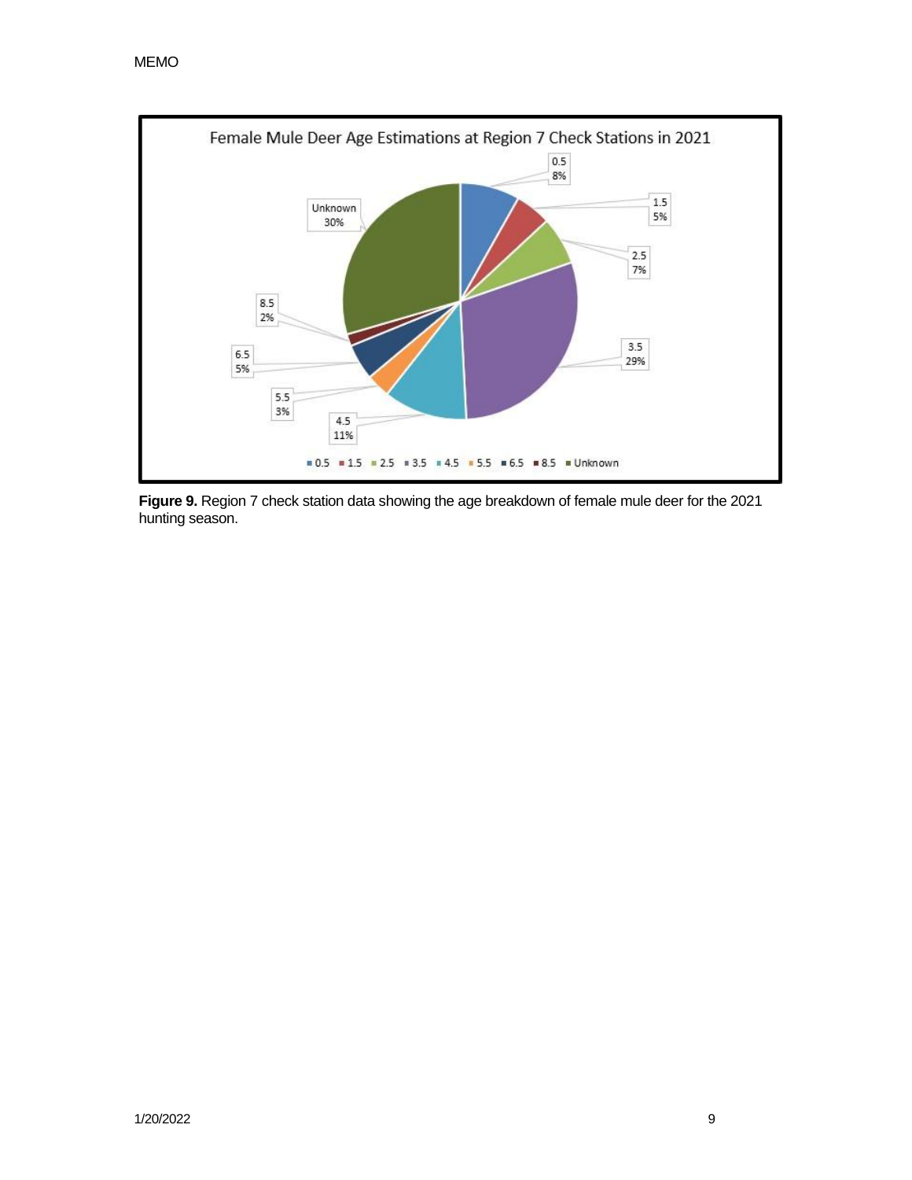Female Mule Deer Age Estimations at Region 7 Check Stations in 2021

0.5
8%

1.5
5%

2.5
7%

3.5
29%

4.5
11%

5.5
3%

6.5
5%

8.5
2%

Unknown
30%

0.5 1.5 2.5 3.5 4.5 5.5 6.5 8.5 Unknown

**Figure 9.** Region 7 check station data showing the age breakdown of female mule deer for the 2021 hunting season.